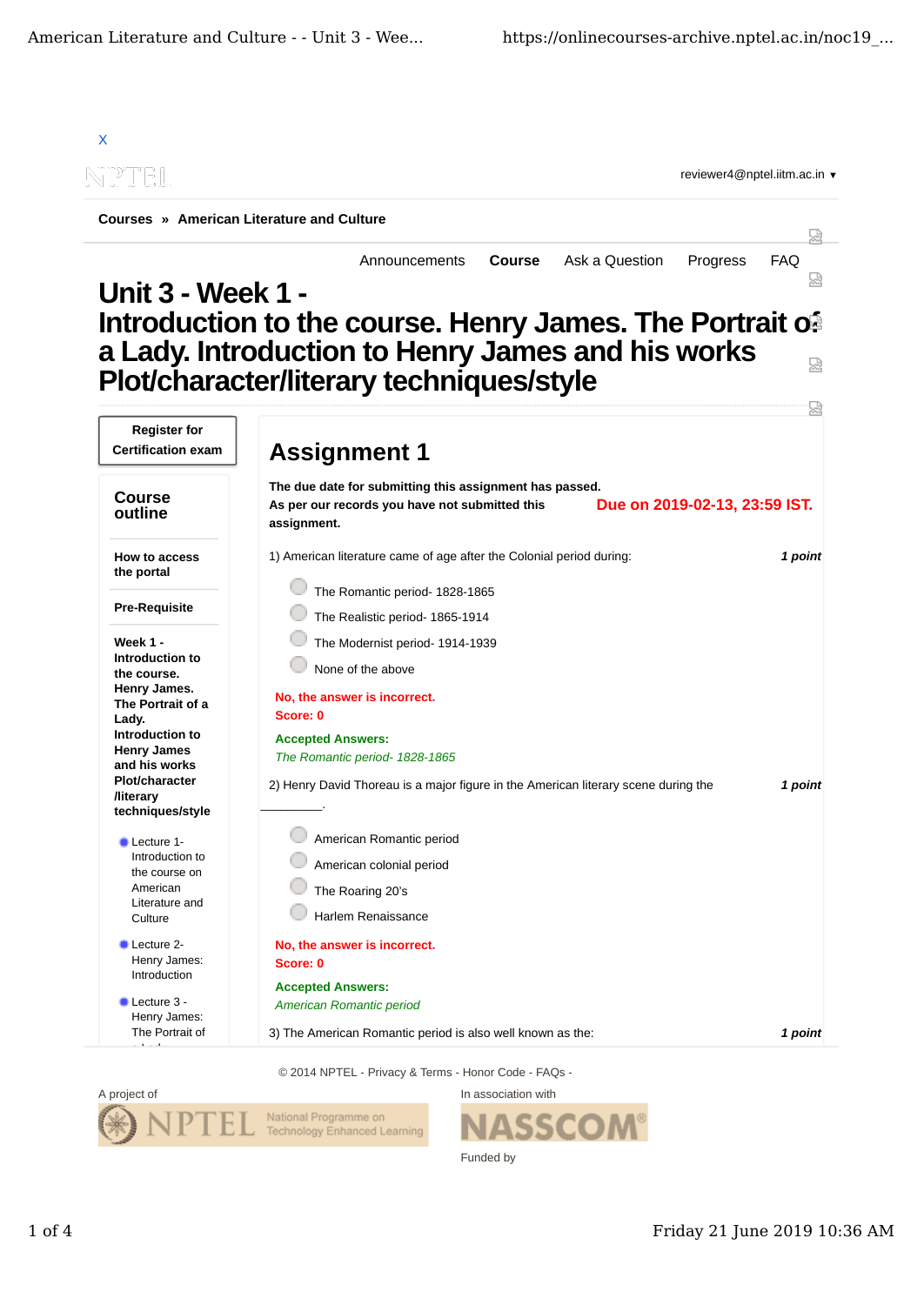X

NPTEL

reviewer4@nptel.iitm.ac.in ▼

**Courses » American Literature and Culture**

Announcements | **Course** | Ask a Question | Progress | FAQ

# Unit 3 - Week 1 - Introduction to the course. Henry James. The Portrait of a Lady. Introduction to Henry James and his works Plot/character/literary techniques/style

**Register for Certification exam**

**Course outline**

**How to access the portal**

**Pre-Requisite**

**Week 1 - Introduction to the course. Henry James. The Portrait of a Lady. Introduction to Henry James and his works Plot/character /literary techniques/style**

- Lecture 1- Introduction to the course on American Literature and Culture
- Lecture 2- Henry James: Introduction
- Lecture 3 - Henry James: The Portrait of a Lady

## Assignment 1

**The due date for submitting this assignment has passed.**
**As per our records you have not submitted this assignment.**

**Due on 2019-02-13, 23:59 IST.**

1) American literature came of age after the Colonial period during: *1 point*

- The Romantic period- 1828-1865
- The Realistic period- 1865-1914
- The Modernist period- 1914-1939
- None of the above

**No, the answer is incorrect.**
**Score: 0**

**Accepted Answers:**
*The Romantic period- 1828-1865*

2) Henry David Thoreau is a major figure in the American literary scene during the ________. *1 point*

- American Romantic period
- American colonial period
- The Roaring 20's
- Harlem Renaissance

**No, the answer is incorrect.**
**Score: 0**

**Accepted Answers:**
*American Romantic period*

3) The American Romantic period is also well known as the: *1 point*

© 2014 NPTEL - Privacy & Terms - Honor Code - FAQs -

A project of NPTEL National Programme on Technology Enhanced Learning

In association with NASSCOM

Funded by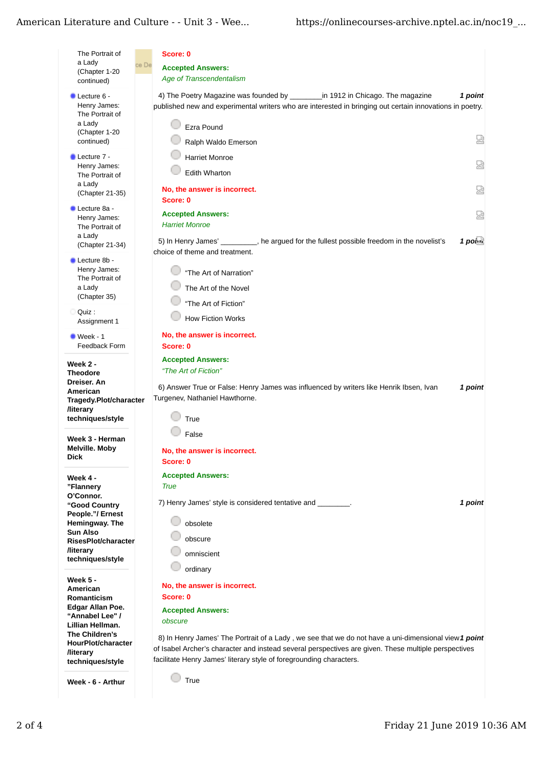- The Portrait of a Lady (Chapter 1-20 continued)
- Lecture 6 - Henry James: The Portrait of a Lady (Chapter 1-20 continued)
- Lecture 7 - Henry James: The Portrait of a Lady (Chapter 21-35)
- Lecture 8a - Henry James: The Portrait of a Lady (Chapter 21-34)
- Lecture 8b - Henry James: The Portrait of a Lady (Chapter 35)
- Quiz : Assignment 1
- Week - 1 Feedback Form

**Week 2 - Theodore Dreiser. An American Tragedy.Plot/character /literary techniques/style**

**Week 3 - Herman Melville. Moby Dick**

**Week 4 - "Flannery O'Connor. "Good Country People."/ Ernest Hemingway. The Sun Also RisesPlot/character /literary techniques/style**

**Week 5 - American Romanticism Edgar Allan Poe. "Annabel Lee" / Lillian Hellman. The Children's HourPlot/character /literary techniques/style**

**Week - 6 - Arthur**

---

**Score: 0**

**Accepted Answers:**
*Age of Transcendentalism*

4) The Poetry Magazine was founded by ________in 1912 in Chicago. The magazine published new and experimental writers who are interested in bringing out certain innovations in poetry. ***1 point***

- Ezra Pound
- Ralph Waldo Emerson
- Harriet Monroe
- Edith Wharton

**No, the answer is incorrect.**
**Score: 0**

**Accepted Answers:**
*Harriet Monroe*

5) In Henry James' _________, he argued for the fullest possible freedom in the novelist's choice of theme and treatment. ***1 point***

- "The Art of Narration"
- The Art of the Novel
- "The Art of Fiction"
- How Fiction Works

**No, the answer is incorrect.**
**Score: 0**

**Accepted Answers:**
*"The Art of Fiction"*

6) Answer True or False: Henry James was influenced by writers like Henrik Ibsen, Ivan Turgenev, Nathaniel Hawthorne. ***1 point***

- True
- False

**No, the answer is incorrect.**
**Score: 0**

**Accepted Answers:**
*True*

7) Henry James' style is considered tentative and ________. ***1 point***

- obsolete
- obscure
- omniscient
- ordinary

**No, the answer is incorrect.**
**Score: 0**

**Accepted Answers:**
*obscure*

8) In Henry James' The Portrait of a Lady , we see that we do not have a uni-dimensional view of Isabel Archer's character and instead several perspectives are given. These multiple perspectives facilitate Henry James' literary style of foregrounding characters. ***1 point***

- True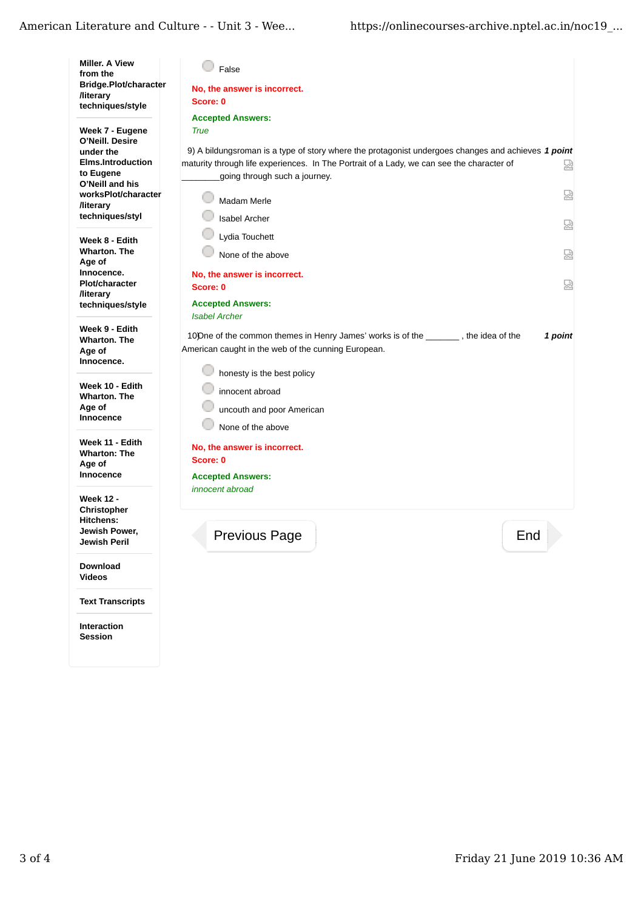- Miller. A View from the Bridge.Plot/character /literary techniques/style
- Week 7 - Eugene O'Neill. Desire under the Elms.Introduction to Eugene O'Neill and his worksPlot/character /literary techniques/styl
- Week 8 - Edith Wharton. The Age of Innocence. Plot/character /literary techniques/style
- Week 9 - Edith Wharton. The Age of Innocence.
- Week 10 - Edith Wharton. The Age of Innocence
- Week 11 - Edith Wharton: The Age of Innocence
- Week 12 - Christopher Hitchens: Jewish Power, Jewish Peril
- Download Videos
- Text Transcripts
- Interaction Session

---

- False

**No, the answer is incorrect.**
**Score: 0**

**Accepted Answers:**
*True*

9) A bildungsroman is a type of story where the protagonist undergoes changes and achieves maturity through life experiences. In The Portrait of a Lady, we can see the character of ________going through such a journey. ***1 point***

- Madam Merle
- Isabel Archer
- Lydia Touchett
- None of the above

**No, the answer is incorrect.**
**Score: 0**

**Accepted Answers:**
*Isabel Archer*

10) One of the common themes in Henry James' works is of the _______ , the idea of the American caught in the web of the cunning European. ***1 point***

- honesty is the best policy
- innocent abroad
- uncouth and poor American
- None of the above

**No, the answer is incorrect.**
**Score: 0**

**Accepted Answers:**
*innocent abroad*

Previous Page | End